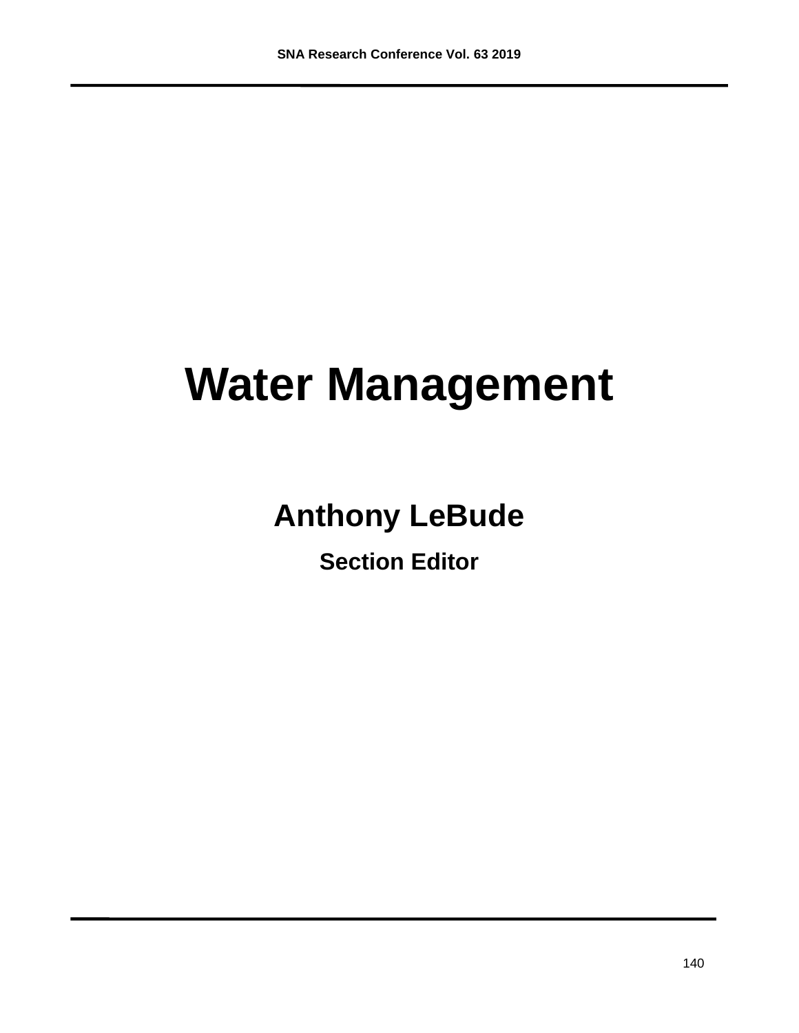# Water Management

## Anthony LeBude

### Section Editor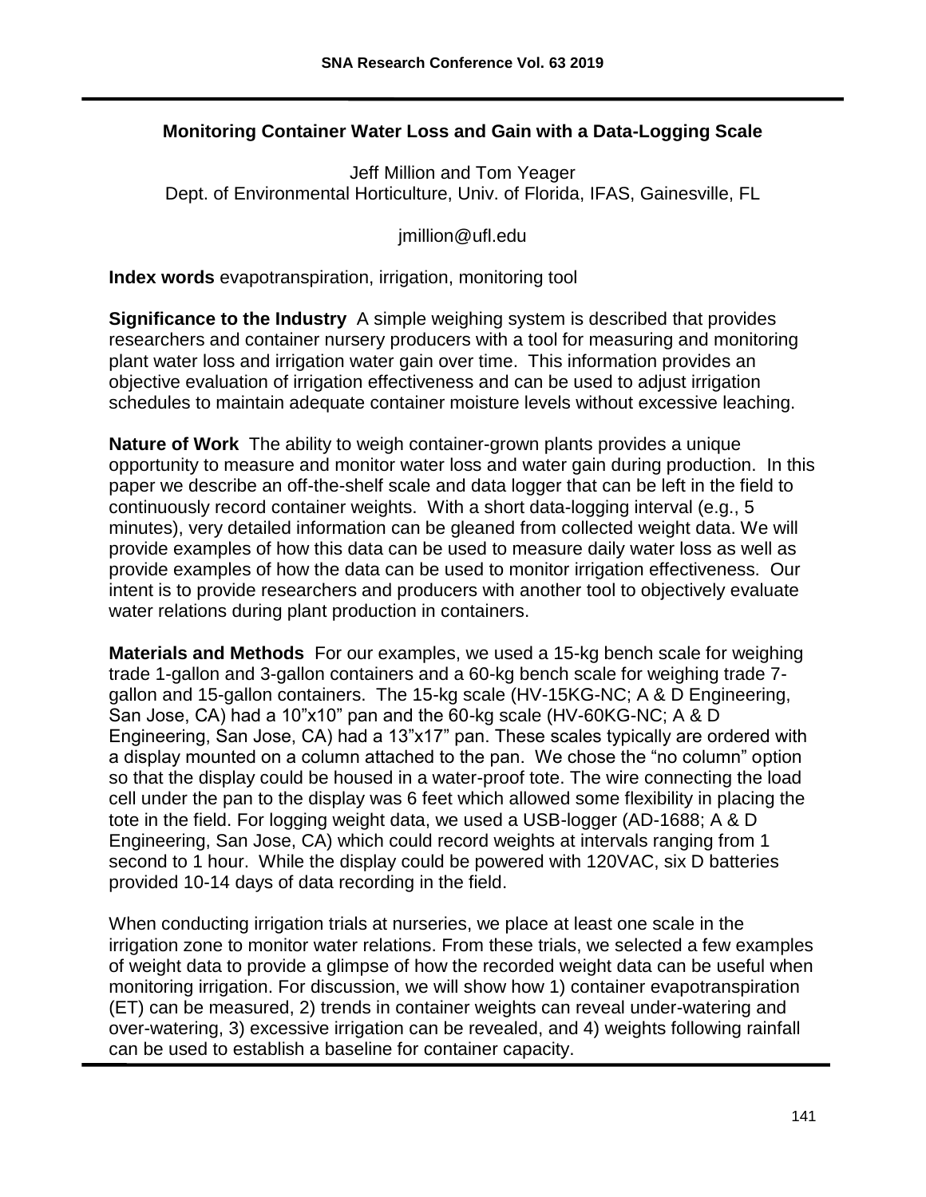## Monitoring Container Water Loss and Gain with a Data-Logging Scale

Jeff Million and Tom Yeager
Dept. of Environmental Horticulture, Univ. of Florida, IFAS, Gainesville, FL

jmillion@ufl.edu

**Index words** evapotranspiration, irrigation, monitoring tool

**Significance to the Industry** A simple weighing system is described that provides researchers and container nursery producers with a tool for measuring and monitoring plant water loss and irrigation water gain over time. This information provides an objective evaluation of irrigation effectiveness and can be used to adjust irrigation schedules to maintain adequate container moisture levels without excessive leaching.

**Nature of Work** The ability to weigh container-grown plants provides a unique opportunity to measure and monitor water loss and water gain during production. In this paper we describe an off-the-shelf scale and data logger that can be left in the field to continuously record container weights. With a short data-logging interval (e.g., 5 minutes), very detailed information can be gleaned from collected weight data. We will provide examples of how this data can be used to measure daily water loss as well as provide examples of how the data can be used to monitor irrigation effectiveness. Our intent is to provide researchers and producers with another tool to objectively evaluate water relations during plant production in containers.

**Materials and Methods** For our examples, we used a 15-kg bench scale for weighing trade 1-gallon and 3-gallon containers and a 60-kg bench scale for weighing trade 7-gallon and 15-gallon containers. The 15-kg scale (HV-15KG-NC; A & D Engineering, San Jose, CA) had a 10"x10" pan and the 60-kg scale (HV-60KG-NC; A & D Engineering, San Jose, CA) had a 13"x17" pan. These scales typically are ordered with a display mounted on a column attached to the pan. We chose the "no column" option so that the display could be housed in a water-proof tote. The wire connecting the load cell under the pan to the display was 6 feet which allowed some flexibility in placing the tote in the field. For logging weight data, we used a USB-logger (AD-1688; A & D Engineering, San Jose, CA) which could record weights at intervals ranging from 1 second to 1 hour. While the display could be powered with 120VAC, six D batteries provided 10-14 days of data recording in the field.

When conducting irrigation trials at nurseries, we place at least one scale in the irrigation zone to monitor water relations. From these trials, we selected a few examples of weight data to provide a glimpse of how the recorded weight data can be useful when monitoring irrigation. For discussion, we will show how 1) container evapotranspiration (ET) can be measured, 2) trends in container weights can reveal under-watering and over-watering, 3) excessive irrigation can be revealed, and 4) weights following rainfall can be used to establish a baseline for container capacity.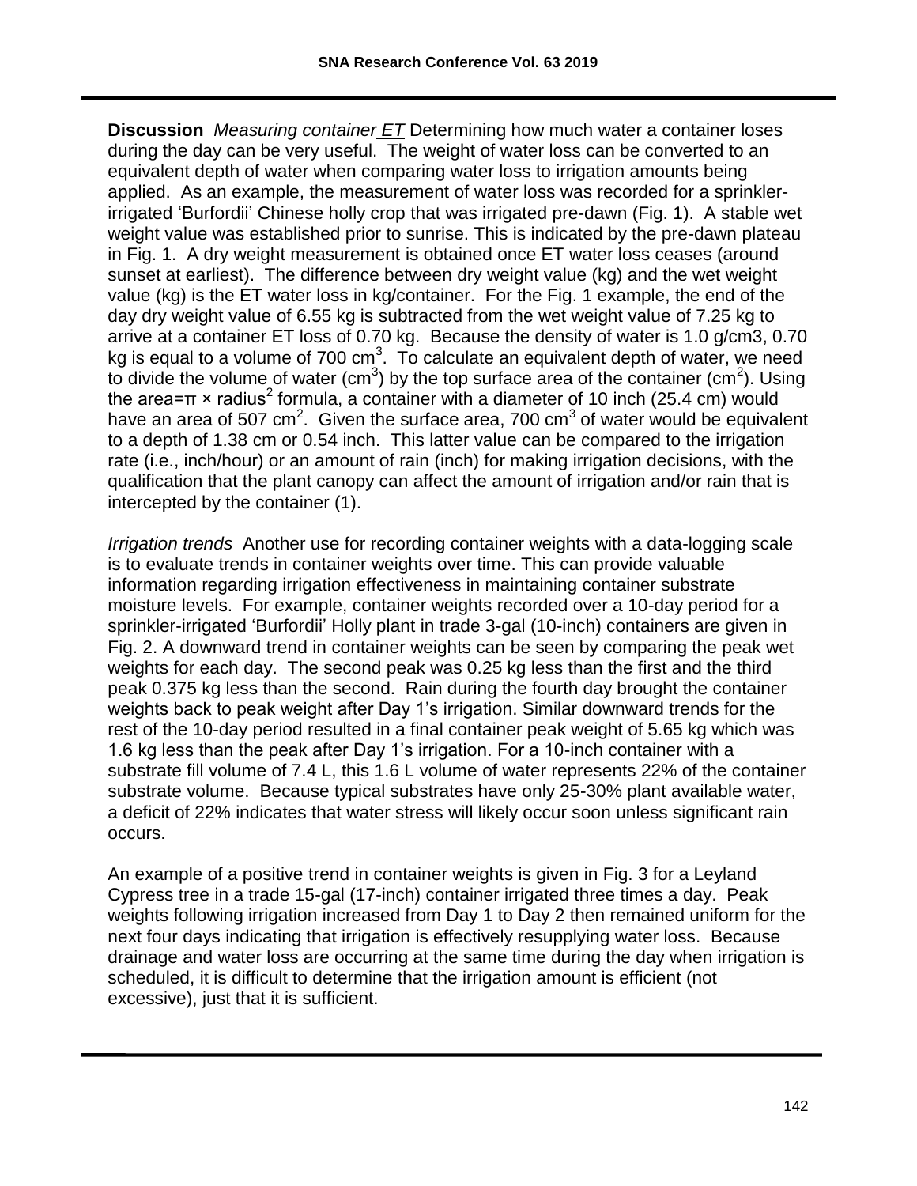**Discussion** *Measuring container ET* Determining how much water a container loses during the day can be very useful. The weight of water loss can be converted to an equivalent depth of water when comparing water loss to irrigation amounts being applied. As an example, the measurement of water loss was recorded for a sprinkler-irrigated 'Burfordii' Chinese holly crop that was irrigated pre-dawn (Fig. 1). A stable wet weight value was established prior to sunrise. This is indicated by the pre-dawn plateau in Fig. 1. A dry weight measurement is obtained once ET water loss ceases (around sunset at earliest). The difference between dry weight value (kg) and the wet weight value (kg) is the ET water loss in kg/container. For the Fig. 1 example, the end of the day dry weight value of 6.55 kg is subtracted from the wet weight value of 7.25 kg to arrive at a container ET loss of 0.70 kg. Because the density of water is 1.0 g/cm3, 0.70 kg is equal to a volume of 700 $cm^3$. To calculate an equivalent depth of water, we need to divide the volume of water ($cm^3$) by the top surface area of the container ($cm^2$). Using the area=$\pi \times radius^2$ formula, a container with a diameter of 10 inch (25.4 cm) would have an area of 507 $cm^2$. Given the surface area, 700 $cm^3$ of water would be equivalent to a depth of 1.38 cm or 0.54 inch. This latter value can be compared to the irrigation rate (i.e., inch/hour) or an amount of rain (inch) for making irrigation decisions, with the qualification that the plant canopy can affect the amount of irrigation and/or rain that is intercepted by the container (1).

*Irrigation trends* Another use for recording container weights with a data-logging scale is to evaluate trends in container weights over time. This can provide valuable information regarding irrigation effectiveness in maintaining container substrate moisture levels. For example, container weights recorded over a 10-day period for a sprinkler-irrigated 'Burfordii' Holly plant in trade 3-gal (10-inch) containers are given in Fig. 2. A downward trend in container weights can be seen by comparing the peak wet weights for each day. The second peak was 0.25 kg less than the first and the third peak 0.375 kg less than the second. Rain during the fourth day brought the container weights back to peak weight after Day 1's irrigation. Similar downward trends for the rest of the 10-day period resulted in a final container peak weight of 5.65 kg which was 1.6 kg less than the peak after Day 1's irrigation. For a 10-inch container with a substrate fill volume of 7.4 L, this 1.6 L volume of water represents 22% of the container substrate volume. Because typical substrates have only 25-30% plant available water, a deficit of 22% indicates that water stress will likely occur soon unless significant rain occurs.

An example of a positive trend in container weights is given in Fig. 3 for a Leyland Cypress tree in a trade 15-gal (17-inch) container irrigated three times a day. Peak weights following irrigation increased from Day 1 to Day 2 then remained uniform for the next four days indicating that irrigation is effectively resupplying water loss. Because drainage and water loss are occurring at the same time during the day when irrigation is scheduled, it is difficult to determine that the irrigation amount is efficient (not excessive), just that it is sufficient.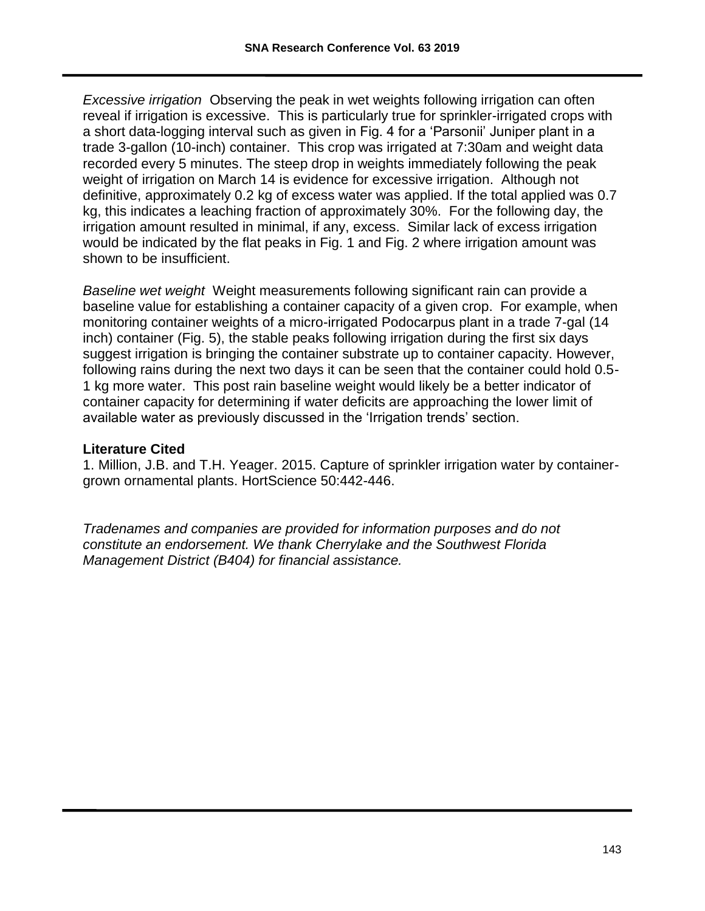*Excessive irrigation* Observing the peak in wet weights following irrigation can often reveal if irrigation is excessive. This is particularly true for sprinkler-irrigated crops with a short data-logging interval such as given in Fig. 4 for a 'Parsonii' Juniper plant in a trade 3-gallon (10-inch) container. This crop was irrigated at 7:30am and weight data recorded every 5 minutes. The steep drop in weights immediately following the peak weight of irrigation on March 14 is evidence for excessive irrigation. Although not definitive, approximately 0.2 kg of excess water was applied. If the total applied was 0.7 kg, this indicates a leaching fraction of approximately 30%. For the following day, the irrigation amount resulted in minimal, if any, excess. Similar lack of excess irrigation would be indicated by the flat peaks in Fig. 1 and Fig. 2 where irrigation amount was shown to be insufficient.

*Baseline wet weight* Weight measurements following significant rain can provide a baseline value for establishing a container capacity of a given crop. For example, when monitoring container weights of a micro-irrigated Podocarpus plant in a trade 7-gal (14 inch) container (Fig. 5), the stable peaks following irrigation during the first six days suggest irrigation is bringing the container substrate up to container capacity. However, following rains during the next two days it can be seen that the container could hold 0.5-1 kg more water. This post rain baseline weight would likely be a better indicator of container capacity for determining if water deficits are approaching the lower limit of available water as previously discussed in the 'Irrigation trends' section.

**Literature Cited**

1. Million, J.B. and T.H. Yeager. 2015. Capture of sprinkler irrigation water by container-grown ornamental plants. HortScience 50:442-446.

*Tradenames and companies are provided for information purposes and do not constitute an endorsement. We thank Cherrylake and the Southwest Florida Management District (B404) for financial assistance.*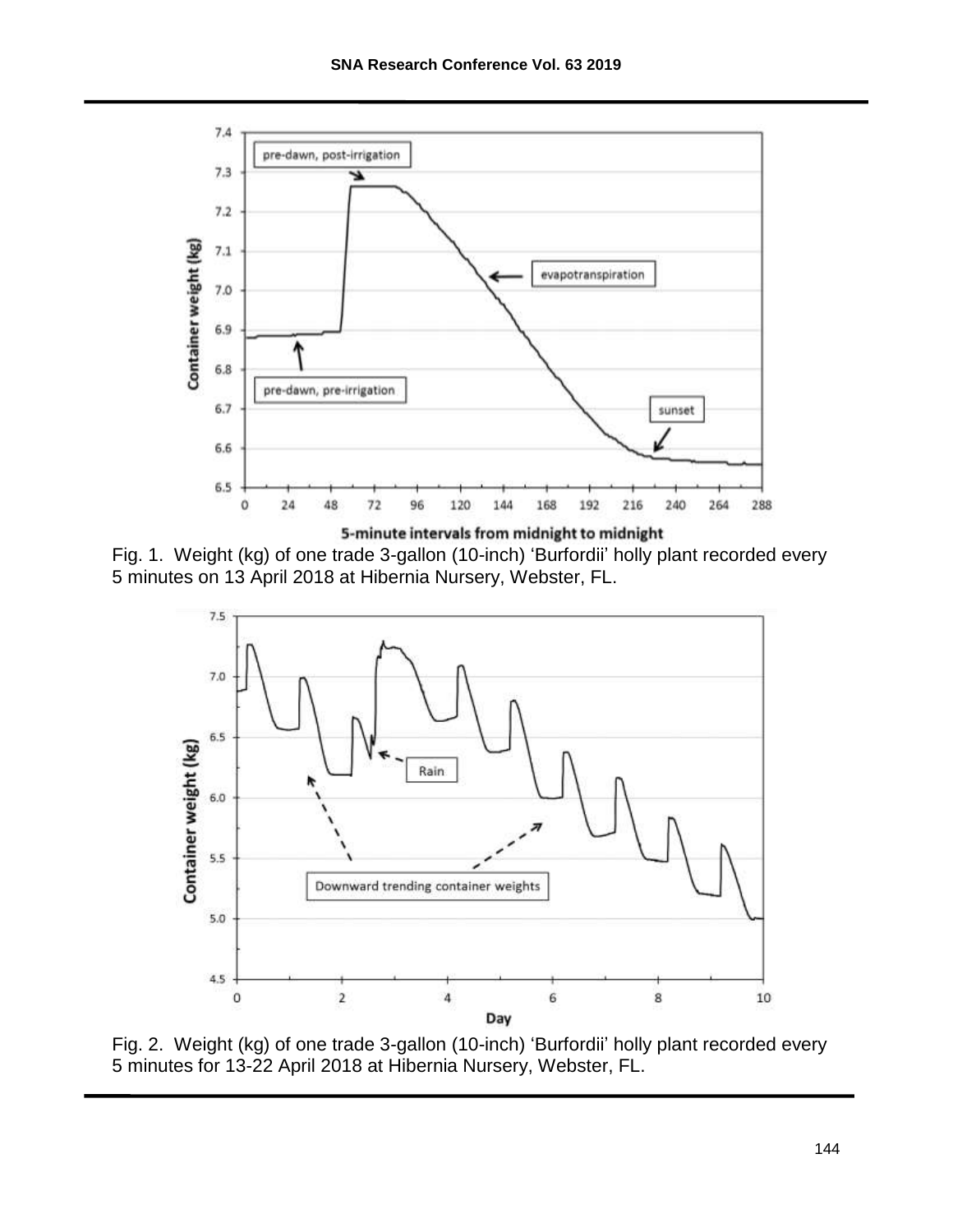Fig. 1. Weight (kg) of one trade 3-gallon (10-inch) 'Burfordii' holly plant recorded every 5 minutes on 13 April 2018 at Hibernia Nursery, Webster, FL.

Fig. 2. Weight (kg) of one trade 3-gallon (10-inch) 'Burfordii' holly plant recorded every 5 minutes for 13-22 April 2018 at Hibernia Nursery, Webster, FL.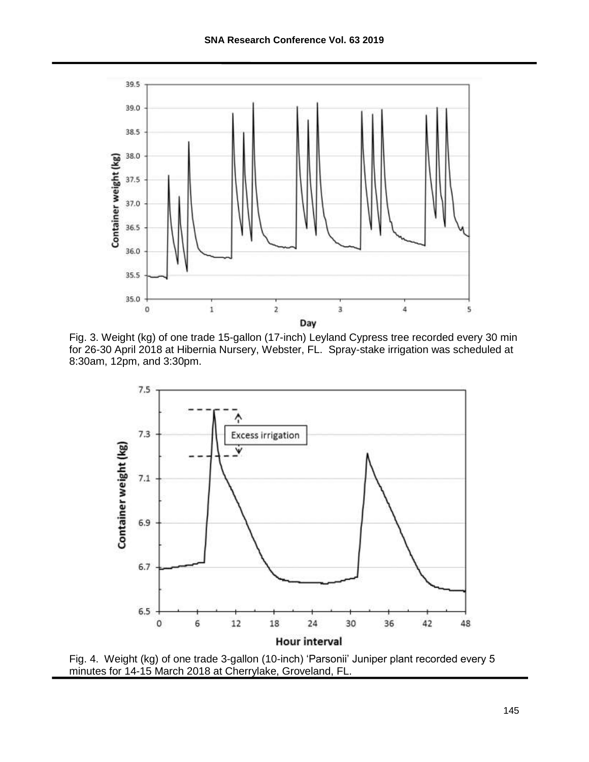Fig. 3. Weight (kg) of one trade 15-gallon (17-inch) Leyland Cypress tree recorded every 30 min for 26-30 April 2018 at Hibernia Nursery, Webster, FL. Spray-stake irrigation was scheduled at 8:30am, 12pm, and 3:30pm.

Fig. 4. Weight (kg) of one trade 3-gallon (10-inch) 'Parsonii' Juniper plant recorded every 5 minutes for 14-15 March 2018 at Cherrylake, Groveland, FL.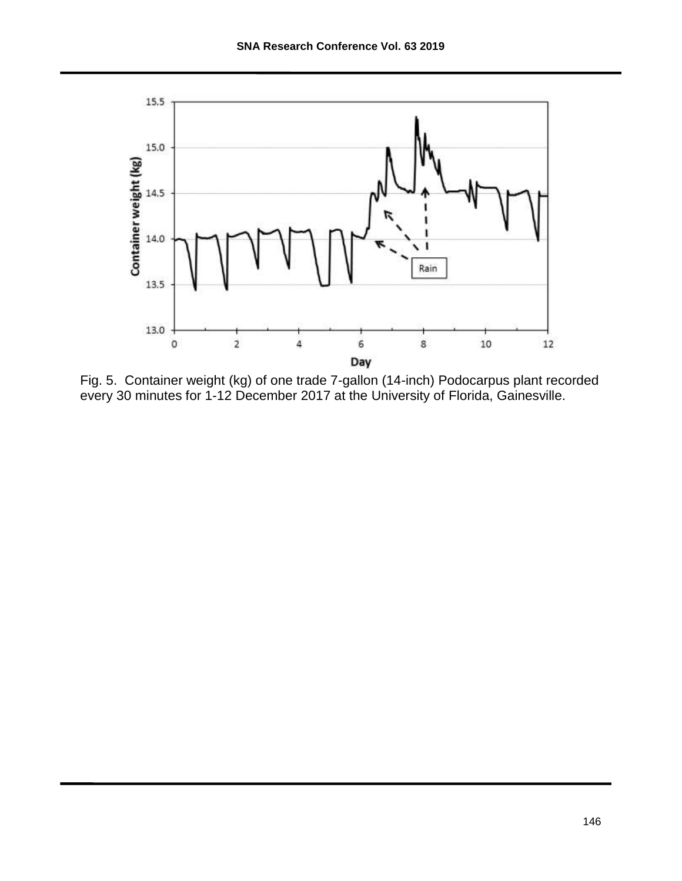Fig. 5. Container weight (kg) of one trade 7-gallon (14-inch) Podocarpus plant recorded every 30 minutes for 1-12 December 2017 at the University of Florida, Gainesville.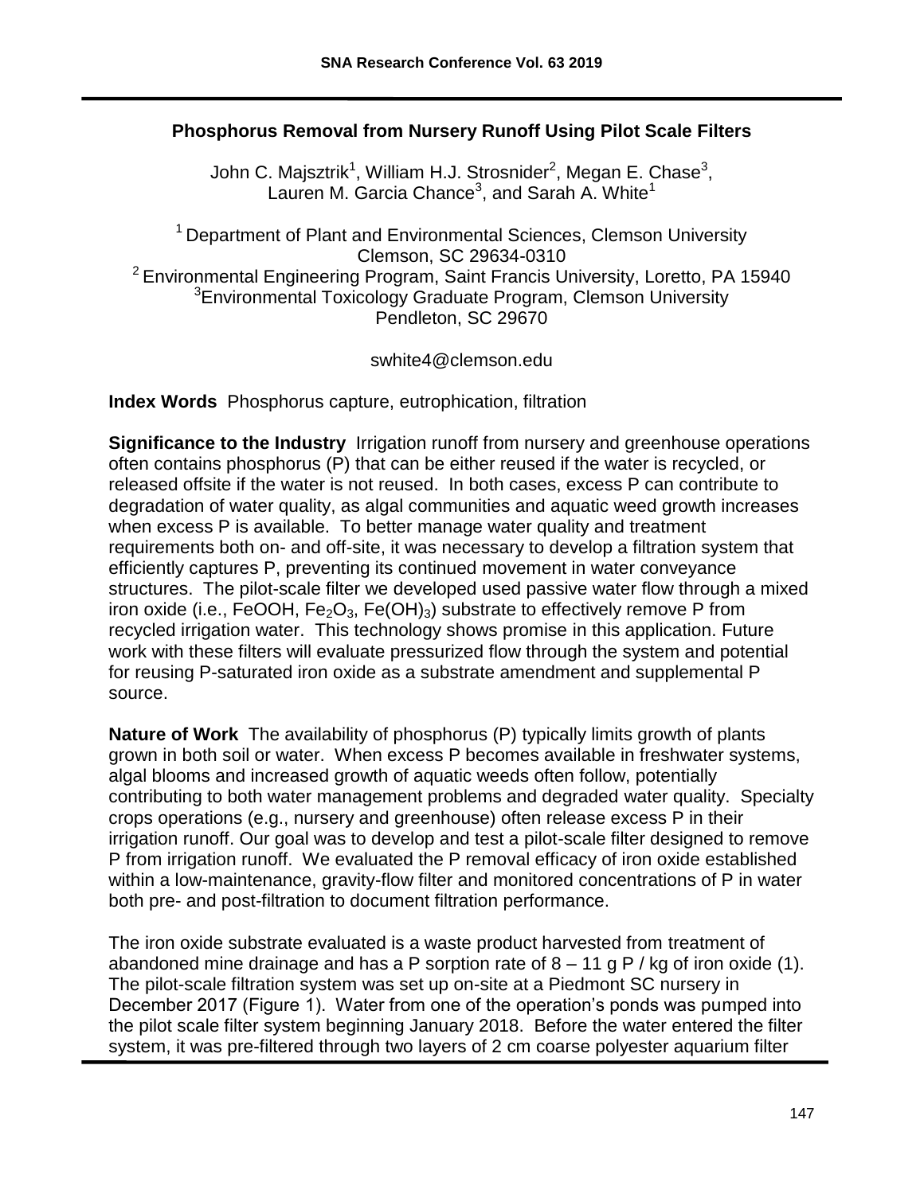# Phosphorus Removal from Nursery Runoff Using Pilot Scale Filters

John C. Majsztrik[1], William H.J. Strosnider[2], Megan E. Chase[3], Lauren M. Garcia Chance[3], and Sarah A. White[1]

[1] Department of Plant and Environmental Sciences, Clemson University Clemson, SC 29634-0310
[2] Environmental Engineering Program, Saint Francis University, Loretto, PA 15940
[3] Environmental Toxicology Graduate Program, Clemson University Pendleton, SC 29670

swhite4@clemson.edu

**Index Words** Phosphorus capture, eutrophication, filtration

**Significance to the Industry** Irrigation runoff from nursery and greenhouse operations often contains phosphorus (P) that can be either reused if the water is recycled, or released offsite if the water is not reused. In both cases, excess P can contribute to degradation of water quality, as algal communities and aquatic weed growth increases when excess P is available. To better manage water quality and treatment requirements both on- and off-site, it was necessary to develop a filtration system that efficiently captures P, preventing its continued movement in water conveyance structures. The pilot-scale filter we developed used passive water flow through a mixed iron oxide (i.e., $FeOOH$, $Fe_2O_3$, $Fe(OH)_3$) substrate to effectively remove P from recycled irrigation water. This technology shows promise in this application. Future work with these filters will evaluate pressurized flow through the system and potential for reusing P-saturated iron oxide as a substrate amendment and supplemental P source.

**Nature of Work** The availability of phosphorus (P) typically limits growth of plants grown in both soil or water. When excess P becomes available in freshwater systems, algal blooms and increased growth of aquatic weeds often follow, potentially contributing to both water management problems and degraded water quality. Specialty crops operations (e.g., nursery and greenhouse) often release excess P in their irrigation runoff. Our goal was to develop and test a pilot-scale filter designed to remove P from irrigation runoff. We evaluated the P removal efficacy of iron oxide established within a low-maintenance, gravity-flow filter and monitored concentrations of P in water both pre- and post-filtration to document filtration performance.

The iron oxide substrate evaluated is a waste product harvested from treatment of abandoned mine drainage and has a P sorption rate of 8 – 11 g P / kg of iron oxide (1). The pilot-scale filtration system was set up on-site at a Piedmont SC nursery in December 2017 (Figure 1). Water from one of the operation's ponds was pumped into the pilot scale filter system beginning January 2018. Before the water entered the filter system, it was pre-filtered through two layers of 2 cm coarse polyester aquarium filter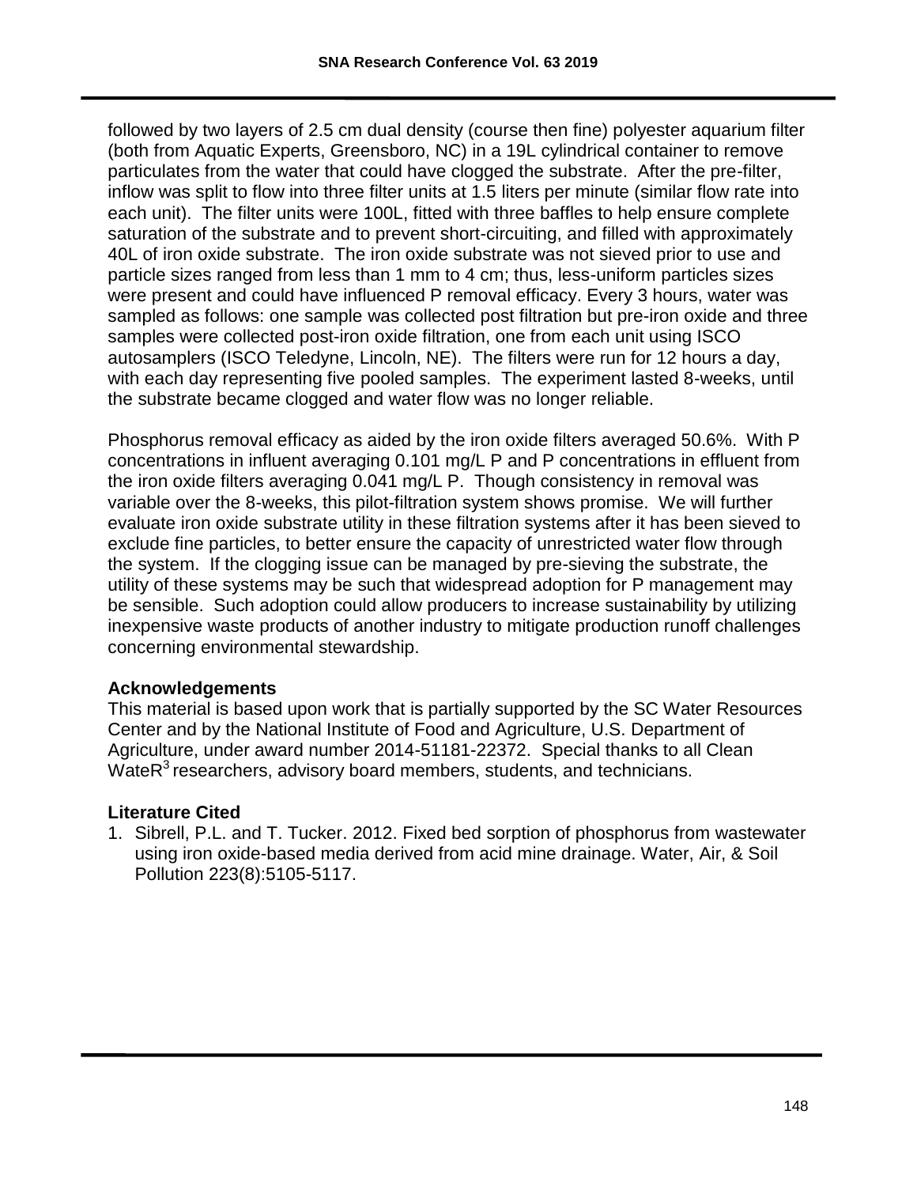followed by two layers of 2.5 cm dual density (course then fine) polyester aquarium filter (both from Aquatic Experts, Greensboro, NC) in a 19L cylindrical container to remove particulates from the water that could have clogged the substrate. After the pre-filter, inflow was split to flow into three filter units at 1.5 liters per minute (similar flow rate into each unit). The filter units were 100L, fitted with three baffles to help ensure complete saturation of the substrate and to prevent short-circuiting, and filled with approximately 40L of iron oxide substrate. The iron oxide substrate was not sieved prior to use and particle sizes ranged from less than 1 mm to 4 cm; thus, less-uniform particles sizes were present and could have influenced P removal efficacy. Every 3 hours, water was sampled as follows: one sample was collected post filtration but pre-iron oxide and three samples were collected post-iron oxide filtration, one from each unit using ISCO autosamplers (ISCO Teledyne, Lincoln, NE). The filters were run for 12 hours a day, with each day representing five pooled samples. The experiment lasted 8-weeks, until the substrate became clogged and water flow was no longer reliable.

Phosphorus removal efficacy as aided by the iron oxide filters averaged 50.6%. With P concentrations in influent averaging 0.101 mg/L P and P concentrations in effluent from the iron oxide filters averaging 0.041 mg/L P. Though consistency in removal was variable over the 8-weeks, this pilot-filtration system shows promise. We will further evaluate iron oxide substrate utility in these filtration systems after it has been sieved to exclude fine particles, to better ensure the capacity of unrestricted water flow through the system. If the clogging issue can be managed by pre-sieving the substrate, the utility of these systems may be such that widespread adoption for P management may be sensible. Such adoption could allow producers to increase sustainability by utilizing inexpensive waste products of another industry to mitigate production runoff challenges concerning environmental stewardship.

### Acknowledgements

This material is based upon work that is partially supported by the SC Water Resources Center and by the National Institute of Food and Agriculture, U.S. Department of Agriculture, under award number 2014-51181-22372. Special thanks to all Clean $WateR^3$ researchers, advisory board members, students, and technicians.

### Literature Cited

1. Sibrell, P.L. and T. Tucker. 2012. Fixed bed sorption of phosphorus from wastewater using iron oxide-based media derived from acid mine drainage. Water, Air, & Soil Pollution 223(8):5105-5117.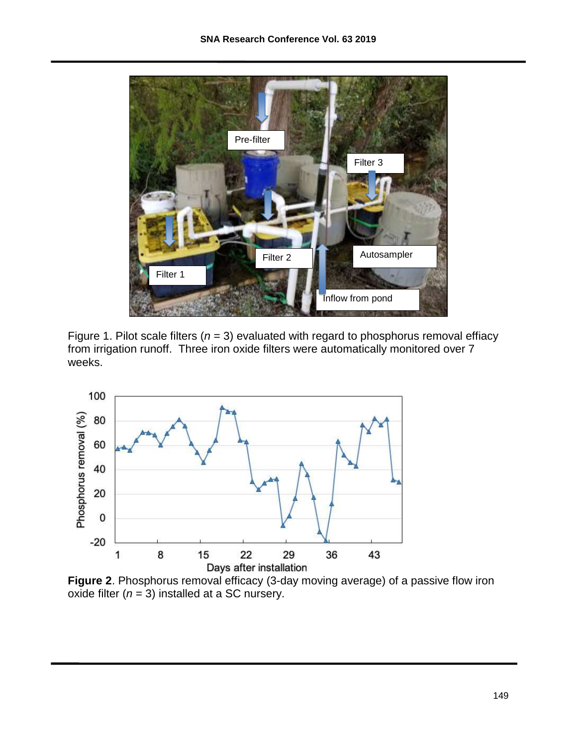Figure 1. Pilot scale filters ($n$ = 3) evaluated with regard to phosphorus removal effiacy from irrigation runoff. Three iron oxide filters were automatically monitored over 7 weeks.

**Figure 2**. Phosphorus removal efficacy (3-day moving average) of a passive flow iron oxide filter ($n$ = 3) installed at a SC nursery.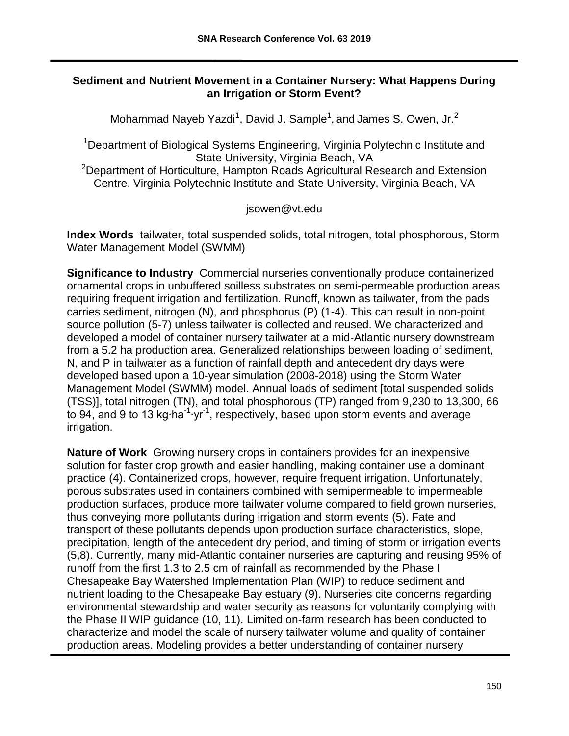# Sediment and Nutrient Movement in a Container Nursery: What Happens During an Irrigation or Storm Event?

Mohammad Nayeb Yazdi[1], David J. Sample[1], and James S. Owen, Jr.[2]

[1]Department of Biological Systems Engineering, Virginia Polytechnic Institute and State University, Virginia Beach, VA
[2]Department of Horticulture, Hampton Roads Agricultural Research and Extension Centre, Virginia Polytechnic Institute and State University, Virginia Beach, VA

jsowen@vt.edu

**Index Words** tailwater, total suspended solids, total nitrogen, total phosphorous, Storm Water Management Model (SWMM)

**Significance to Industry** Commercial nurseries conventionally produce containerized ornamental crops in unbuffered soilless substrates on semi-permeable production areas requiring frequent irrigation and fertilization. Runoff, known as tailwater, from the pads carries sediment, nitrogen (N), and phosphorus (P) (1-4). This can result in non-point source pollution (5-7) unless tailwater is collected and reused. We characterized and developed a model of container nursery tailwater at a mid-Atlantic nursery downstream from a 5.2 ha production area. Generalized relationships between loading of sediment, N, and P in tailwater as a function of rainfall depth and antecedent dry days were developed based upon a 10-year simulation (2008-2018) using the Storm Water Management Model (SWMM) model. Annual loads of sediment [total suspended solids (TSS)], total nitrogen (TN), and total phosphorous (TP) ranged from 9,230 to 13,300, 66 to 94, and 9 to 13 $kg \cdot ha^{-1} \cdot yr^{-1}$, respectively, based upon storm events and average irrigation.

**Nature of Work** Growing nursery crops in containers provides for an inexpensive solution for faster crop growth and easier handling, making container use a dominant practice (4). Containerized crops, however, require frequent irrigation. Unfortunately, porous substrates used in containers combined with semipermeable to impermeable production surfaces, produce more tailwater volume compared to field grown nurseries, thus conveying more pollutants during irrigation and storm events (5). Fate and transport of these pollutants depends upon production surface characteristics, slope, precipitation, length of the antecedent dry period, and timing of storm or irrigation events (5,8). Currently, many mid-Atlantic container nurseries are capturing and reusing 95% of runoff from the first 1.3 to 2.5 cm of rainfall as recommended by the Phase I Chesapeake Bay Watershed Implementation Plan (WIP) to reduce sediment and nutrient loading to the Chesapeake Bay estuary (9). Nurseries cite concerns regarding environmental stewardship and water security as reasons for voluntarily complying with the Phase II WIP guidance (10, 11). Limited on-farm research has been conducted to characterize and model the scale of nursery tailwater volume and quality of container production areas. Modeling provides a better understanding of container nursery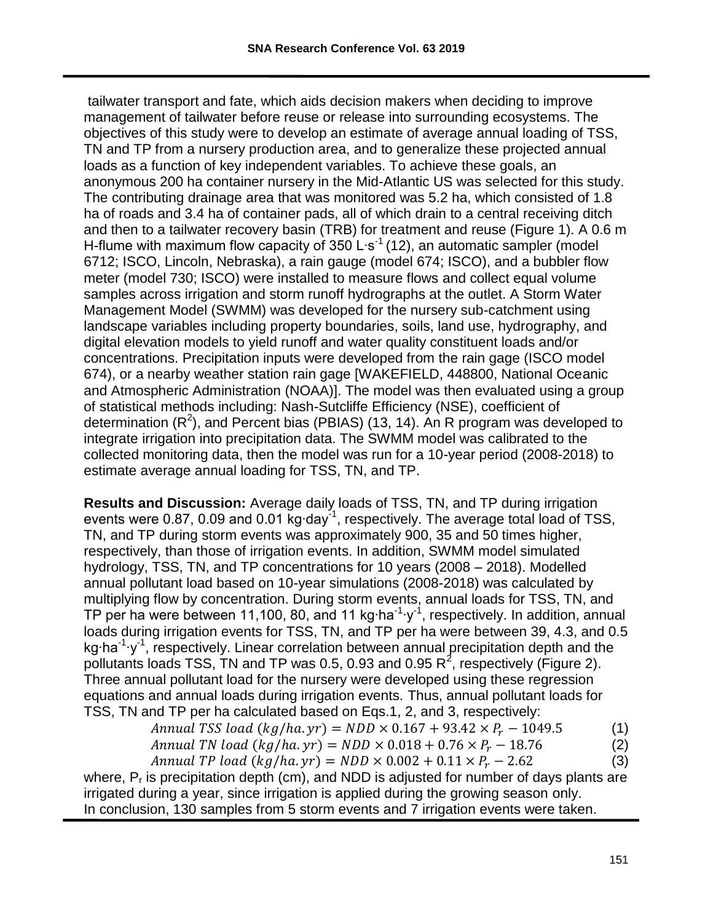tailwater transport and fate, which aids decision makers when deciding to improve management of tailwater before reuse or release into surrounding ecosystems. The objectives of this study were to develop an estimate of average annual loading of TSS, TN and TP from a nursery production area, and to generalize these projected annual loads as a function of key independent variables. To achieve these goals, an anonymous 200 ha container nursery in the Mid-Atlantic US was selected for this study. The contributing drainage area that was monitored was 5.2 ha, which consisted of 1.8 ha of roads and 3.4 ha of container pads, all of which drain to a central receiving ditch and then to a tailwater recovery basin (TRB) for treatment and reuse (Figure 1). A 0.6 m H-flume with maximum flow capacity of 350 $L \cdot s^{-1}$ (12), an automatic sampler (model 6712; ISCO, Lincoln, Nebraska), a rain gauge (model 674; ISCO), and a bubbler flow meter (model 730; ISCO) were installed to measure flows and collect equal volume samples across irrigation and storm runoff hydrographs at the outlet. A Storm Water Management Model (SWMM) was developed for the nursery sub-catchment using landscape variables including property boundaries, soils, land use, hydrography, and digital elevation models to yield runoff and water quality constituent loads and/or concentrations. Precipitation inputs were developed from the rain gage (ISCO model 674), or a nearby weather station rain gage [WAKEFIELD, 448800, National Oceanic and Atmospheric Administration (NOAA)]. The model was then evaluated using a group of statistical methods including: Nash-Sutcliffe Efficiency (NSE), coefficient of determination ($R^2$), and Percent bias (PBIAS) (13, 14). An R program was developed to integrate irrigation into precipitation data. The SWMM model was calibrated to the collected monitoring data, then the model was run for a 10-year period (2008-2018) to estimate average annual loading for TSS, TN, and TP.

**Results and Discussion:** Average daily loads of TSS, TN, and TP during irrigation events were 0.87, 0.09 and 0.01 $kg \cdot day^{-1}$, respectively. The average total load of TSS, TN, and TP during storm events was approximately 900, 35 and 50 times higher, respectively, than those of irrigation events. In addition, SWMM model simulated hydrology, TSS, TN, and TP concentrations for 10 years (2008 – 2018). Modelled annual pollutant load based on 10-year simulations (2008-2018) was calculated by multiplying flow by concentration. During storm events, annual loads for TSS, TN, and TP per ha were between 11,100, 80, and 11 $kg \cdot ha^{-1} \cdot y^{-1}$, respectively. In addition, annual loads during irrigation events for TSS, TN, and TP per ha were between 39, 4.3, and 0.5 $kg \cdot ha^{-1} \cdot y^{-1}$, respectively. Linear correlation between annual precipitation depth and the pollutants loads TSS, TN and TP was 0.5, 0.93 and 0.95 $R^2$, respectively (Figure 2). Three annual pollutant load for the nursery were developed using these regression equations and annual loads during irrigation events. Thus, annual pollutant loads for TSS, TN and TP per ha calculated based on Eqs.1, 2, and 3, respectively:

$$Annual\ TSS\ load\ (kg/ha.yr) = NDD \times 0.167 + 93.42 \times P_r - 1049.5 \quad (1)$$

$$Annual\ TN\ load\ (kg/ha.yr) = NDD \times 0.018 + 0.76 \times P_r - 18.76 \quad (2)$$

$$Annual\ TP\ load\ (kg/ha.yr) = NDD \times 0.002 + 0.11 \times P_r - 2.62 \quad (3)$$

where, $P_r$ is precipitation depth (cm), and NDD is adjusted for number of days plants are irrigated during a year, since irrigation is applied during the growing season only. In conclusion, 130 samples from 5 storm events and 7 irrigation events were taken.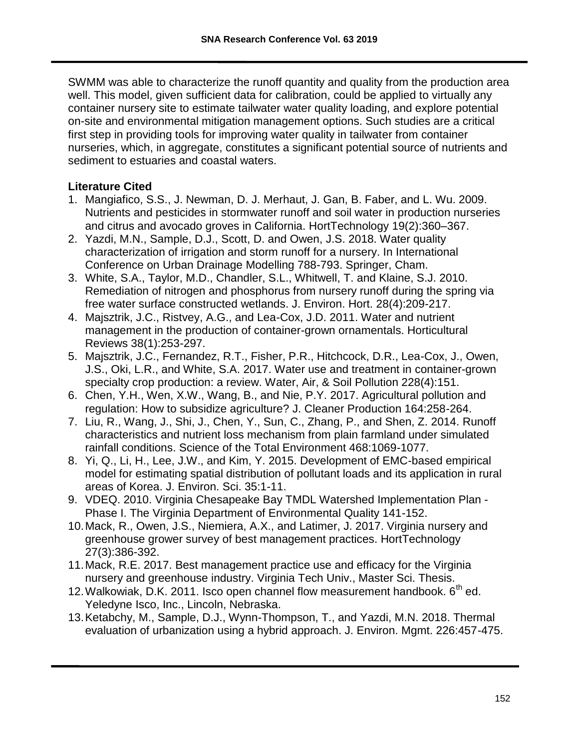SWMM was able to characterize the runoff quantity and quality from the production area well. This model, given sufficient data for calibration, could be applied to virtually any container nursery site to estimate tailwater water quality loading, and explore potential on-site and environmental mitigation management options. Such studies are a critical first step in providing tools for improving water quality in tailwater from container nurseries, which, in aggregate, constitutes a significant potential source of nutrients and sediment to estuaries and coastal waters.

**Literature Cited**

1. Mangiafico, S.S., J. Newman, D. J. Merhaut, J. Gan, B. Faber, and L. Wu. 2009. Nutrients and pesticides in stormwater runoff and soil water in production nurseries and citrus and avocado groves in California. HortTechnology 19(2):360–367.
2. Yazdi, M.N., Sample, D.J., Scott, D. and Owen, J.S. 2018. Water quality characterization of irrigation and storm runoff for a nursery. In International Conference on Urban Drainage Modelling 788-793. Springer, Cham.
3. White, S.A., Taylor, M.D., Chandler, S.L., Whitwell, T. and Klaine, S.J. 2010. Remediation of nitrogen and phosphorus from nursery runoff during the spring via free water surface constructed wetlands. J. Environ. Hort. 28(4):209-217.
4. Majsztrik, J.C., Ristvey, A.G., and Lea-Cox, J.D. 2011. Water and nutrient management in the production of container-grown ornamentals. Horticultural Reviews 38(1):253-297.
5. Majsztrik, J.C., Fernandez, R.T., Fisher, P.R., Hitchcock, D.R., Lea-Cox, J., Owen, J.S., Oki, L.R., and White, S.A. 2017. Water use and treatment in container-grown specialty crop production: a review. Water, Air, & Soil Pollution 228(4):151.
6. Chen, Y.H., Wen, X.W., Wang, B., and Nie, P.Y. 2017. Agricultural pollution and regulation: How to subsidize agriculture? J. Cleaner Production 164:258-264.
7. Liu, R., Wang, J., Shi, J., Chen, Y., Sun, C., Zhang, P., and Shen, Z. 2014. Runoff characteristics and nutrient loss mechanism from plain farmland under simulated rainfall conditions. Science of the Total Environment 468:1069-1077.
8. Yi, Q., Li, H., Lee, J.W., and Kim, Y. 2015. Development of EMC-based empirical model for estimating spatial distribution of pollutant loads and its application in rural areas of Korea. J. Environ. Sci. 35:1-11.
9. VDEQ. 2010. Virginia Chesapeake Bay TMDL Watershed Implementation Plan - Phase I. The Virginia Department of Environmental Quality 141-152.
10. Mack, R., Owen, J.S., Niemiera, A.X., and Latimer, J. 2017. Virginia nursery and greenhouse grower survey of best management practices. HortTechnology 27(3):386-392.
11. Mack, R.E. 2017. Best management practice use and efficacy for the Virginia nursery and greenhouse industry. Virginia Tech Univ., Master Sci. Thesis.
12. Walkowiak, D.K. 2011. Isco open channel flow measurement handbook. 6th ed. Yeledyne Isco, Inc., Lincoln, Nebraska.
13. Ketabchy, M., Sample, D.J., Wynn-Thompson, T., and Yazdi, M.N. 2018. Thermal evaluation of urbanization using a hybrid approach. J. Environ. Mgmt. 226:457-475.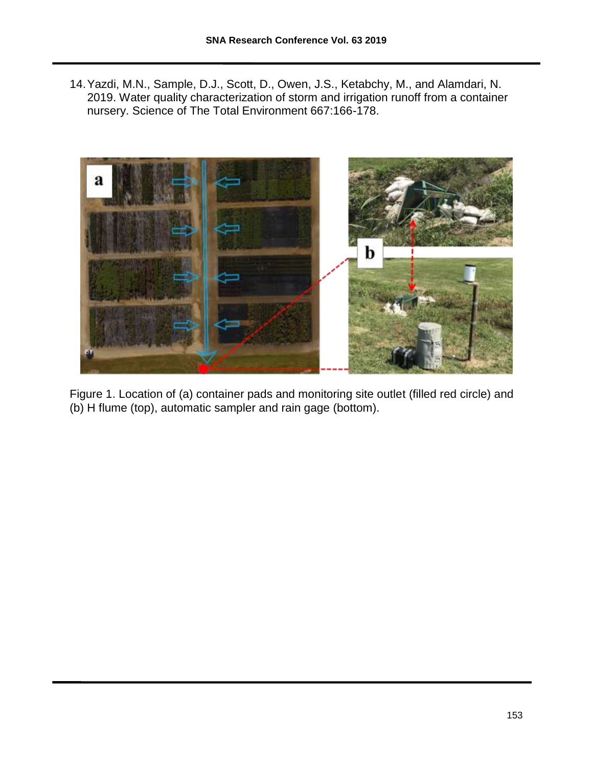14. Yazdi, M.N., Sample, D.J., Scott, D., Owen, J.S., Ketabchy, M., and Alamdari, N. 2019. Water quality characterization of storm and irrigation runoff from a container nursery. Science of The Total Environment 667:166-178.

Figure 1. Location of (a) container pads and monitoring site outlet (filled red circle) and (b) H flume (top), automatic sampler and rain gage (bottom).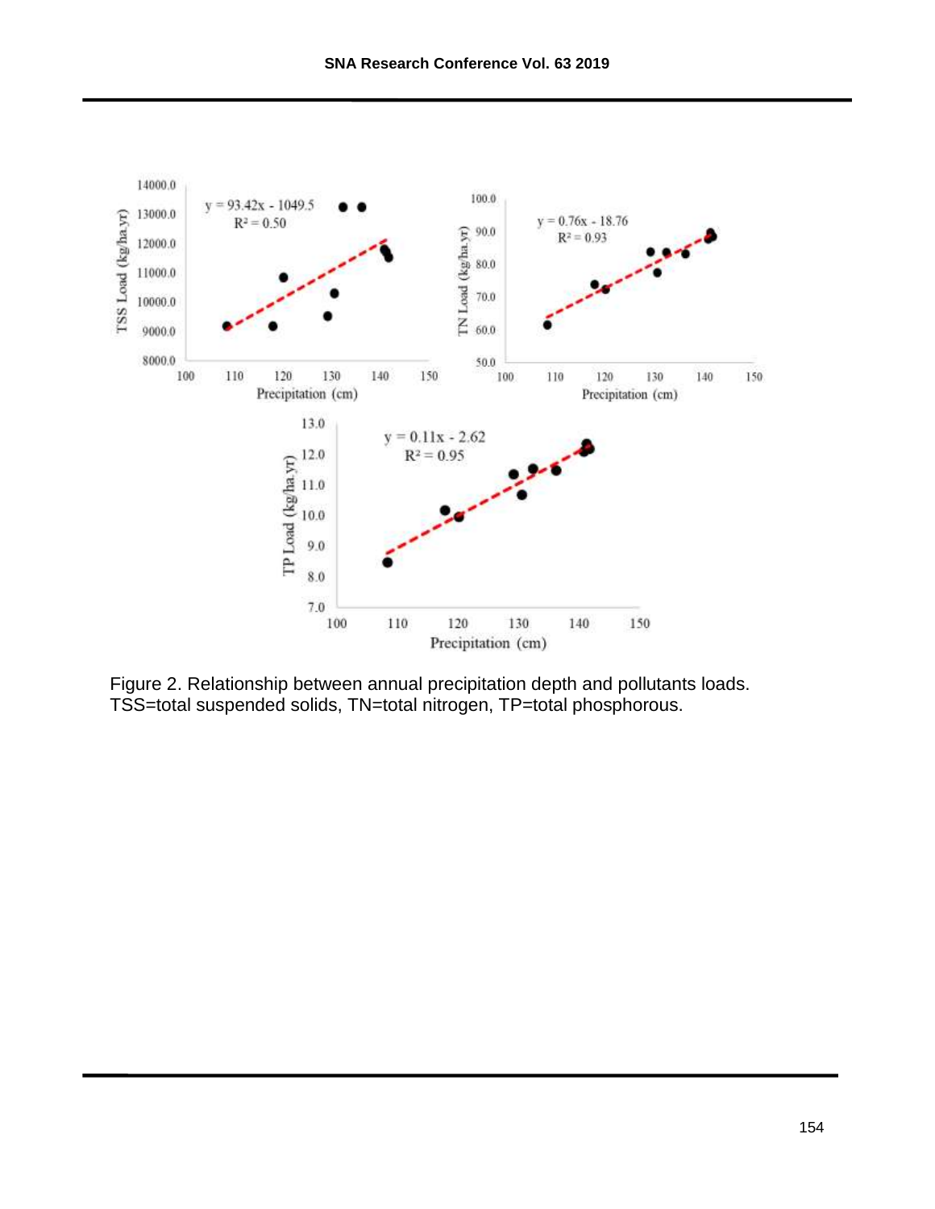Figure 2. Relationship between annual precipitation depth and pollutants loads. TSS=total suspended solids, TN=total nitrogen, TP=total phosphorous.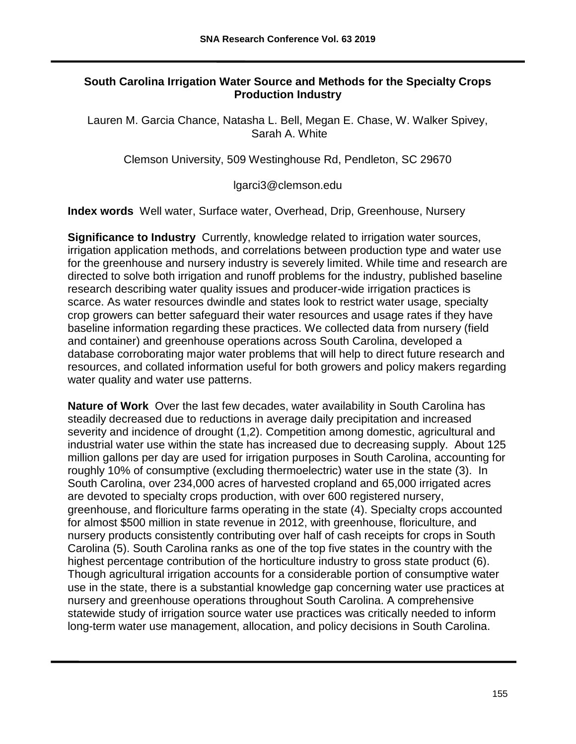## South Carolina Irrigation Water Source and Methods for the Specialty Crops Production Industry

Lauren M. Garcia Chance, Natasha L. Bell, Megan E. Chase, W. Walker Spivey, Sarah A. White

Clemson University, 509 Westinghouse Rd, Pendleton, SC 29670

lgarci3@clemson.edu

**Index words** Well water, Surface water, Overhead, Drip, Greenhouse, Nursery

**Significance to Industry** Currently, knowledge related to irrigation water sources, irrigation application methods, and correlations between production type and water use for the greenhouse and nursery industry is severely limited. While time and research are directed to solve both irrigation and runoff problems for the industry, published baseline research describing water quality issues and producer-wide irrigation practices is scarce. As water resources dwindle and states look to restrict water usage, specialty crop growers can better safeguard their water resources and usage rates if they have baseline information regarding these practices. We collected data from nursery (field and container) and greenhouse operations across South Carolina, developed a database corroborating major water problems that will help to direct future research and resources, and collated information useful for both growers and policy makers regarding water quality and water use patterns.

**Nature of Work** Over the last few decades, water availability in South Carolina has steadily decreased due to reductions in average daily precipitation and increased severity and incidence of drought (1,2). Competition among domestic, agricultural and industrial water use within the state has increased due to decreasing supply. About 125 million gallons per day are used for irrigation purposes in South Carolina, accounting for roughly 10% of consumptive (excluding thermoelectric) water use in the state (3). In South Carolina, over 234,000 acres of harvested cropland and 65,000 irrigated acres are devoted to specialty crops production, with over 600 registered nursery, greenhouse, and floriculture farms operating in the state (4). Specialty crops accounted for almost \$500 million in state revenue in 2012, with greenhouse, floriculture, and nursery products consistently contributing over half of cash receipts for crops in South Carolina (5). South Carolina ranks as one of the top five states in the country with the highest percentage contribution of the horticulture industry to gross state product (6). Though agricultural irrigation accounts for a considerable portion of consumptive water use in the state, there is a substantial knowledge gap concerning water use practices at nursery and greenhouse operations throughout South Carolina. A comprehensive statewide study of irrigation source water use practices was critically needed to inform long-term water use management, allocation, and policy decisions in South Carolina.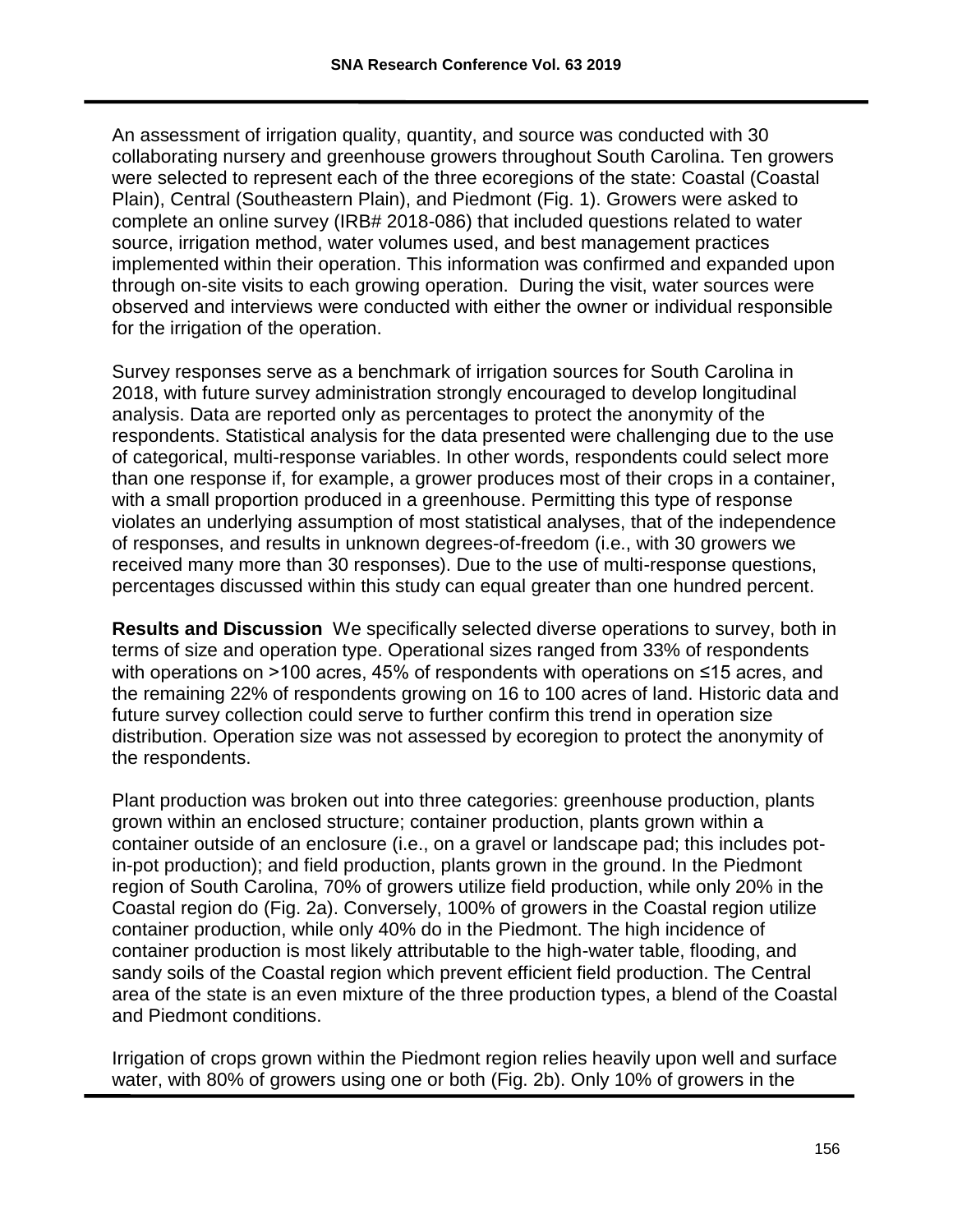An assessment of irrigation quality, quantity, and source was conducted with 30 collaborating nursery and greenhouse growers throughout South Carolina. Ten growers were selected to represent each of the three ecoregions of the state: Coastal (Coastal Plain), Central (Southeastern Plain), and Piedmont (Fig. 1). Growers were asked to complete an online survey (IRB# 2018-086) that included questions related to water source, irrigation method, water volumes used, and best management practices implemented within their operation. This information was confirmed and expanded upon through on-site visits to each growing operation. During the visit, water sources were observed and interviews were conducted with either the owner or individual responsible for the irrigation of the operation.

Survey responses serve as a benchmark of irrigation sources for South Carolina in 2018, with future survey administration strongly encouraged to develop longitudinal analysis. Data are reported only as percentages to protect the anonymity of the respondents. Statistical analysis for the data presented were challenging due to the use of categorical, multi-response variables. In other words, respondents could select more than one response if, for example, a grower produces most of their crops in a container, with a small proportion produced in a greenhouse. Permitting this type of response violates an underlying assumption of most statistical analyses, that of the independence of responses, and results in unknown degrees-of-freedom (i.e., with 30 growers we received many more than 30 responses). Due to the use of multi-response questions, percentages discussed within this study can equal greater than one hundred percent.

**Results and Discussion** We specifically selected diverse operations to survey, both in terms of size and operation type. Operational sizes ranged from 33% of respondents with operations on >100 acres, 45% of respondents with operations on ≤15 acres, and the remaining 22% of respondents growing on 16 to 100 acres of land. Historic data and future survey collection could serve to further confirm this trend in operation size distribution. Operation size was not assessed by ecoregion to protect the anonymity of the respondents.

Plant production was broken out into three categories: greenhouse production, plants grown within an enclosed structure; container production, plants grown within a container outside of an enclosure (i.e., on a gravel or landscape pad; this includes pot-in-pot production); and field production, plants grown in the ground. In the Piedmont region of South Carolina, 70% of growers utilize field production, while only 20% in the Coastal region do (Fig. 2a). Conversely, 100% of growers in the Coastal region utilize container production, while only 40% do in the Piedmont. The high incidence of container production is most likely attributable to the high-water table, flooding, and sandy soils of the Coastal region which prevent efficient field production. The Central area of the state is an even mixture of the three production types, a blend of the Coastal and Piedmont conditions.

Irrigation of crops grown within the Piedmont region relies heavily upon well and surface water, with 80% of growers using one or both (Fig. 2b). Only 10% of growers in the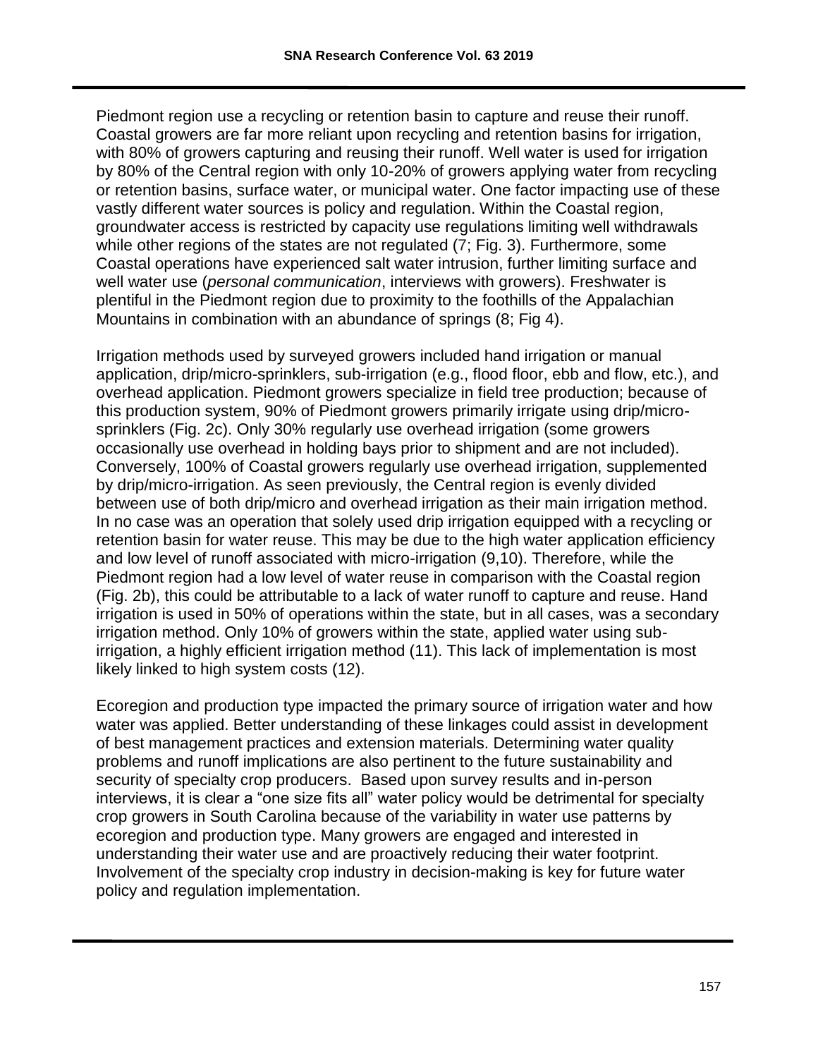Piedmont region use a recycling or retention basin to capture and reuse their runoff. Coastal growers are far more reliant upon recycling and retention basins for irrigation, with 80% of growers capturing and reusing their runoff. Well water is used for irrigation by 80% of the Central region with only 10-20% of growers applying water from recycling or retention basins, surface water, or municipal water. One factor impacting use of these vastly different water sources is policy and regulation. Within the Coastal region, groundwater access is restricted by capacity use regulations limiting well withdrawals while other regions of the states are not regulated (7; Fig. 3). Furthermore, some Coastal operations have experienced salt water intrusion, further limiting surface and well water use (*personal communication*, interviews with growers). Freshwater is plentiful in the Piedmont region due to proximity to the foothills of the Appalachian Mountains in combination with an abundance of springs (8; Fig 4).

Irrigation methods used by surveyed growers included hand irrigation or manual application, drip/micro-sprinklers, sub-irrigation (e.g., flood floor, ebb and flow, etc.), and overhead application. Piedmont growers specialize in field tree production; because of this production system, 90% of Piedmont growers primarily irrigate using drip/micro-sprinklers (Fig. 2c). Only 30% regularly use overhead irrigation (some growers occasionally use overhead in holding bays prior to shipment and are not included). Conversely, 100% of Coastal growers regularly use overhead irrigation, supplemented by drip/micro-irrigation. As seen previously, the Central region is evenly divided between use of both drip/micro and overhead irrigation as their main irrigation method. In no case was an operation that solely used drip irrigation equipped with a recycling or retention basin for water reuse. This may be due to the high water application efficiency and low level of runoff associated with micro-irrigation (9,10). Therefore, while the Piedmont region had a low level of water reuse in comparison with the Coastal region (Fig. 2b), this could be attributable to a lack of water runoff to capture and reuse. Hand irrigation is used in 50% of operations within the state, but in all cases, was a secondary irrigation method. Only 10% of growers within the state, applied water using sub-irrigation, a highly efficient irrigation method (11). This lack of implementation is most likely linked to high system costs (12).

Ecoregion and production type impacted the primary source of irrigation water and how water was applied. Better understanding of these linkages could assist in development of best management practices and extension materials. Determining water quality problems and runoff implications are also pertinent to the future sustainability and security of specialty crop producers. Based upon survey results and in-person interviews, it is clear a "one size fits all" water policy would be detrimental for specialty crop growers in South Carolina because of the variability in water use patterns by ecoregion and production type. Many growers are engaged and interested in understanding their water use and are proactively reducing their water footprint. Involvement of the specialty crop industry in decision-making is key for future water policy and regulation implementation.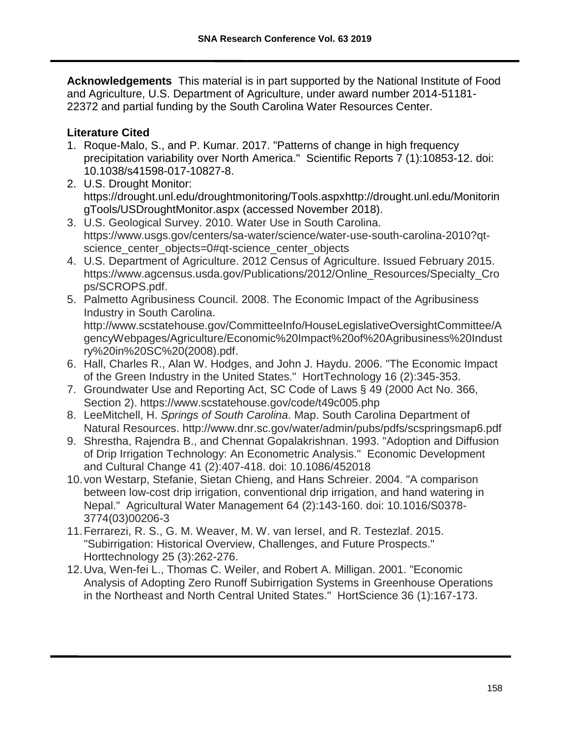**Acknowledgements** This material is in part supported by the National Institute of Food and Agriculture, U.S. Department of Agriculture, under award number 2014-51181-22372 and partial funding by the South Carolina Water Resources Center.

## Literature Cited

1. Roque-Malo, S., and P. Kumar. 2017. "Patterns of change in high frequency precipitation variability over North America." Scientific Reports 7 (1):10853-12. doi: 10.1038/s41598-017-10827-8.
2. U.S. Drought Monitor: https://drought.unl.edu/droughtmonitoring/Tools.aspxhttp://drought.unl.edu/MonitoringTools/USDroughtMonitor.aspx (accessed November 2018).
3. U.S. Geological Survey. 2010. Water Use in South Carolina. https://www.usgs.gov/centers/sa-water/science/water-use-south-carolina-2010?qt-science_center_objects=0#qt-science_center_objects
4. U.S. Department of Agriculture. 2012 Census of Agriculture. Issued February 2015. https://www.agcensus.usda.gov/Publications/2012/Online_Resources/Specialty_Crops/SCROPS.pdf.
5. Palmetto Agribusiness Council. 2008. The Economic Impact of the Agribusiness Industry in South Carolina. http://www.scstatehouse.gov/CommitteeInfo/HouseLegislativeOversightCommittee/AgencyWebpages/Agriculture/Economic%20Impact%20of%20Agribusiness%20Industry%20in%20SC%20(2008).pdf.
6. Hall, Charles R., Alan W. Hodges, and John J. Haydu. 2006. "The Economic Impact of the Green Industry in the United States." HortTechnology 16 (2):345-353.
7. Groundwater Use and Reporting Act, SC Code of Laws § 49 (2000 Act No. 366, Section 2). https://www.scstatehouse.gov/code/t49c005.php
8. LeeMitchell, H. *Springs of South Carolina*. Map. South Carolina Department of Natural Resources. http://www.dnr.sc.gov/water/admin/pubs/pdfs/scspringsmap6.pdf
9. Shrestha, Rajendra B., and Chennat Gopalakrishnan. 1993. "Adoption and Diffusion of Drip Irrigation Technology: An Econometric Analysis." Economic Development and Cultural Change 41 (2):407-418. doi: 10.1086/452018
10. von Westarp, Stefanie, Sietan Chieng, and Hans Schreier. 2004. "A comparison between low-cost drip irrigation, conventional drip irrigation, and hand watering in Nepal." Agricultural Water Management 64 (2):143-160. doi: 10.1016/S0378-3774(03)00206-3
11. Ferrarezi, R. S., G. M. Weaver, M. W. van IerseI, and R. Testezlaf. 2015. "Subirrigation: Historical Overview, Challenges, and Future Prospects." Horttechnology 25 (3):262-276.
12. Uva, Wen-fei L., Thomas C. Weiler, and Robert A. Milligan. 2001. "Economic Analysis of Adopting Zero Runoff Subirrigation Systems in Greenhouse Operations in the Northeast and North Central United States." HortScience 36 (1):167-173.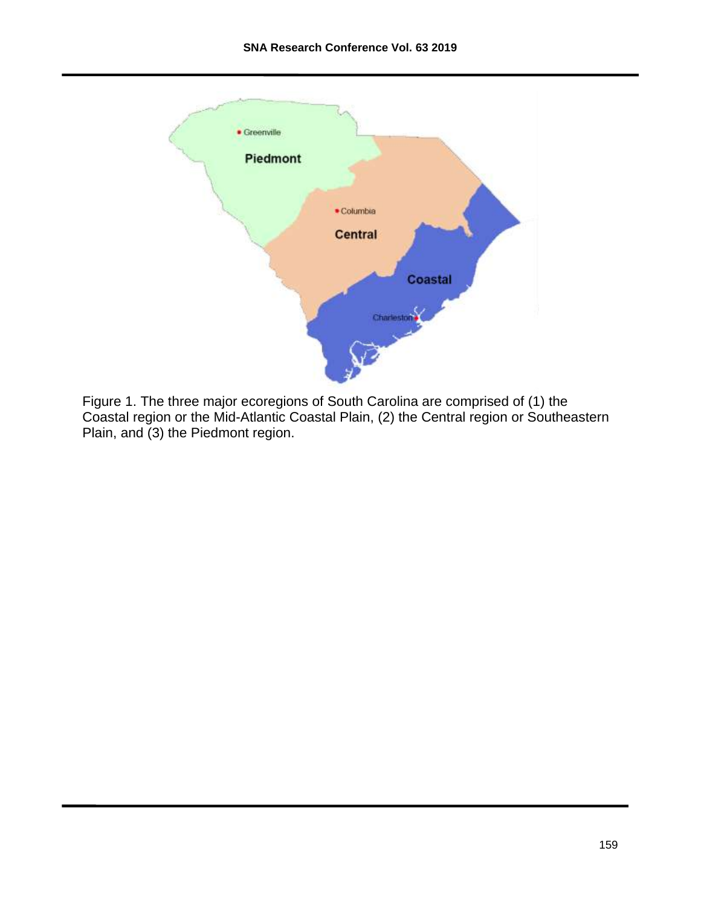Figure 1. The three major ecoregions of South Carolina are comprised of (1) the Coastal region or the Mid-Atlantic Coastal Plain, (2) the Central region or Southeastern Plain, and (3) the Piedmont region.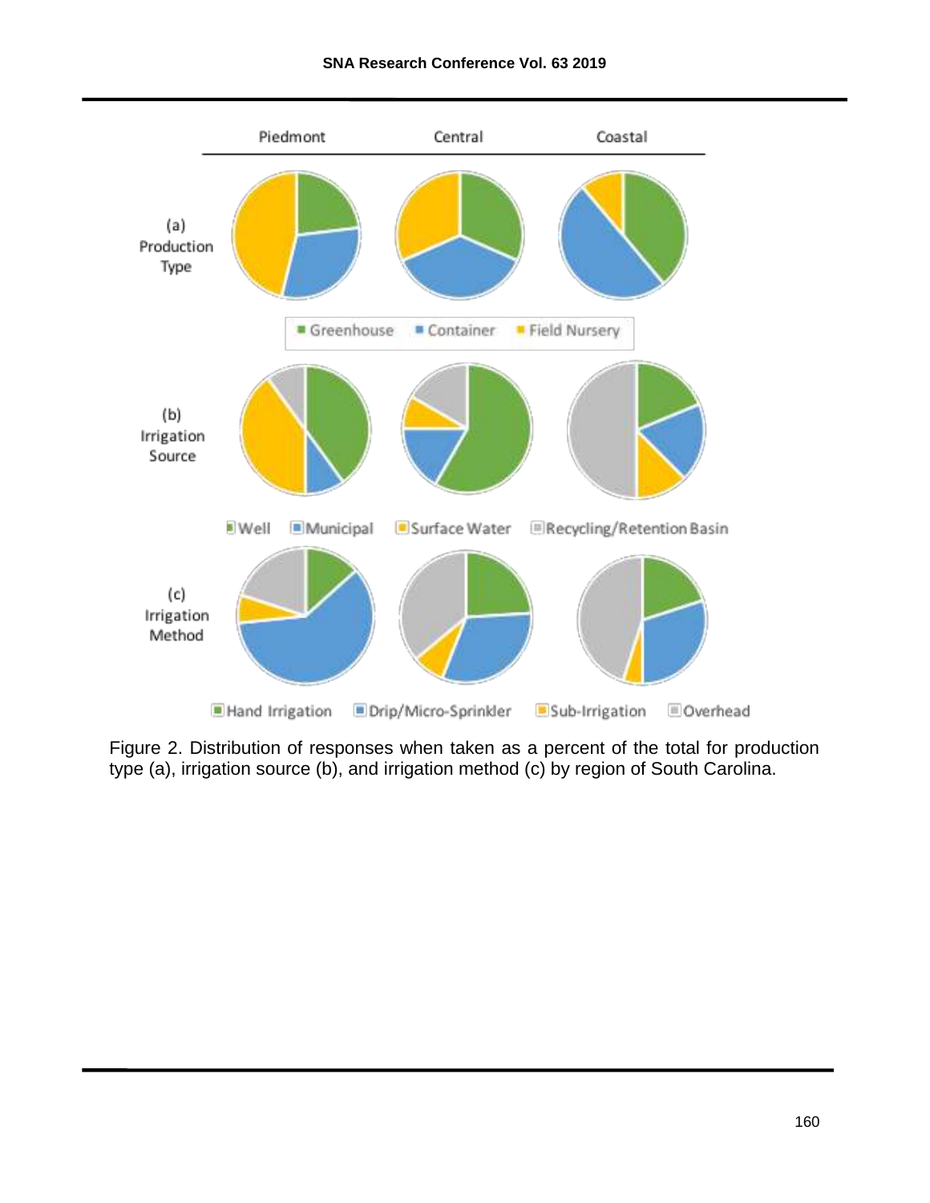Figure 2. Distribution of responses when taken as a percent of the total for production type (a), irrigation source (b), and irrigation method (c) by region of South Carolina.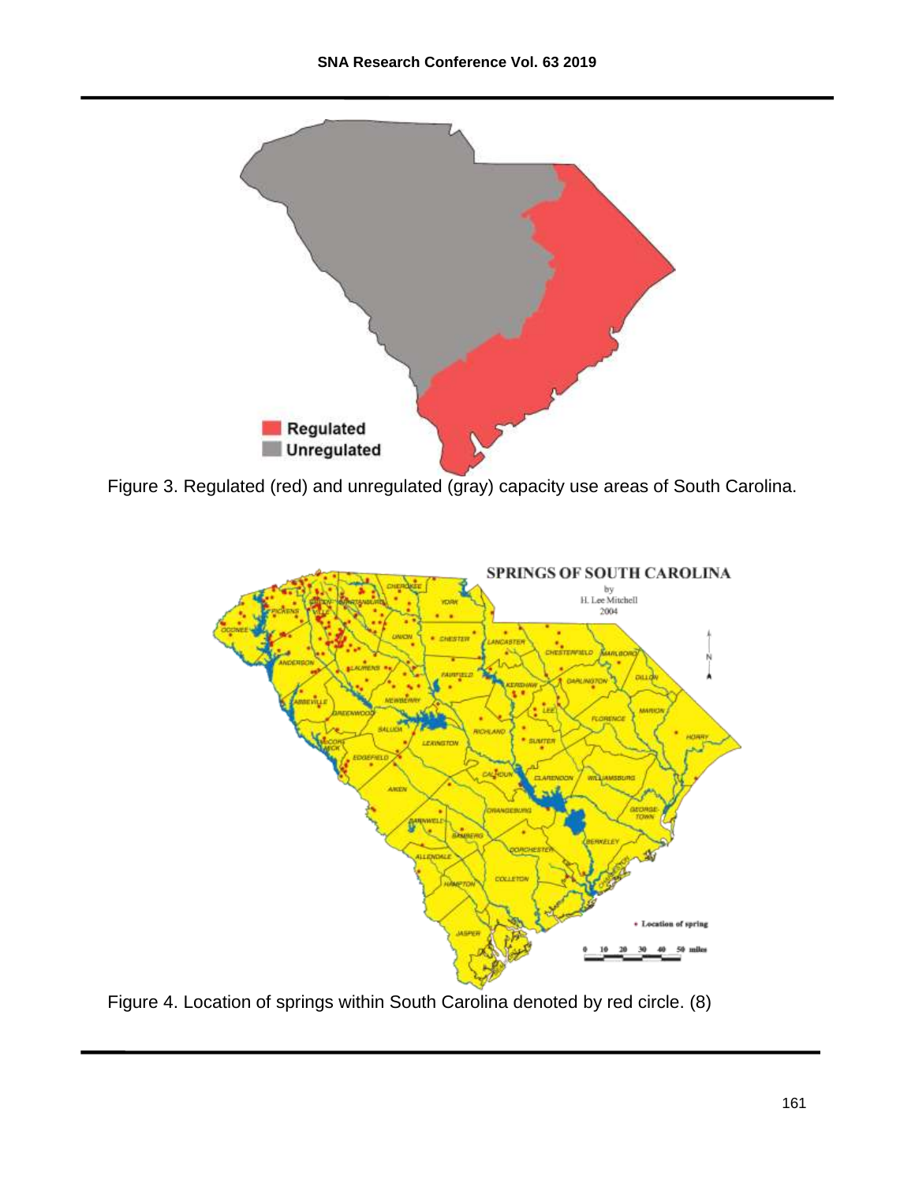Regulated
Unregulated

Figure 3. Regulated (red) and unregulated (gray) capacity use areas of South Carolina.

SPRINGS OF SOUTH CAROLINA
by
H. Lee Mitchell
2004

• Location of spring

0 10 20 30 40 50 miles

Figure 4. Location of springs within South Carolina denoted by red circle. (8)